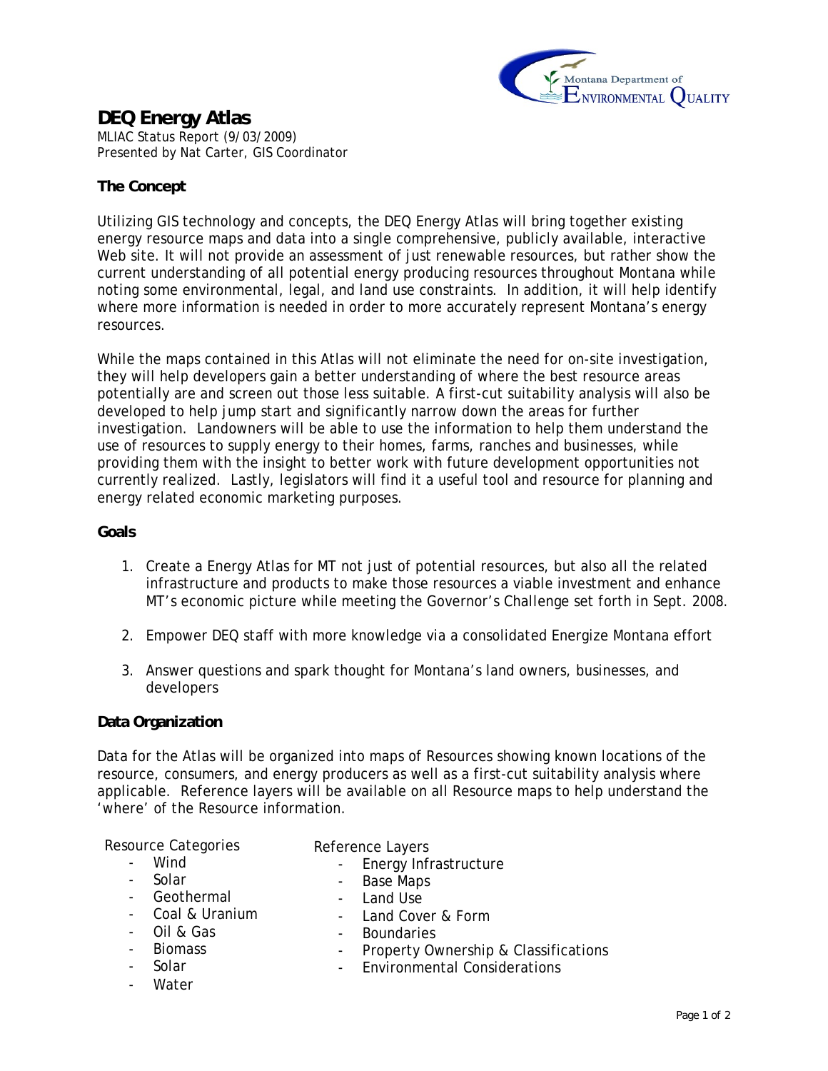# DEQ Energy Atlas

MLIAC Status Report (9/03/2009)
Presented by Nat Carter, GIS Coordinator

## The Concept

Utilizing GIS technology and concepts, the DEQ Energy Atlas will bring together existing energy resource maps and data into a single comprehensive, publicly available, interactive Web site. It will not provide an assessment of just renewable resources, but rather show the current understanding of all potential energy producing resources throughout Montana while noting some environmental, legal, and land use constraints. In addition, it will help identify where more information is needed in order to more accurately represent Montana's energy resources.

While the maps contained in this Atlas will not eliminate the need for on-site investigation, they will help developers gain a better understanding of where the best resource areas potentially are and screen out those less suitable. A first-cut suitability analysis will also be developed to help jump start and significantly narrow down the areas for further investigation. Landowners will be able to use the information to help them understand the use of resources to supply energy to their homes, farms, ranches and businesses, while providing them with the insight to better work with future development opportunities not currently realized. Lastly, legislators will find it a useful tool and resource for planning and energy related economic marketing purposes.

## Goals

1. Create a Energy Atlas for MT not just of potential resources, but also all the related infrastructure and products to make those resources a viable investment and enhance MT's economic picture while meeting the Governor's Challenge set forth in Sept. 2008.
2. Empower DEQ staff with more knowledge via a consolidated Energize Montana effort
3. Answer questions and spark thought for Montana's land owners, businesses, and developers

## Data Organization

Data for the Atlas will be organized into maps of Resources showing known locations of the resource, consumers, and energy producers as well as a first-cut suitability analysis where applicable. Reference layers will be available on all Resource maps to help understand the 'where' of the Resource information.

Resource Categories
- Wind
- Solar
- Geothermal
- Coal & Uranium
- Oil & Gas
- Biomass
- Solar
- Water

Reference Layers
- Energy Infrastructure
- Base Maps
- Land Use
- Land Cover & Form
- Boundaries
- Property Ownership & Classifications
- Environmental Considerations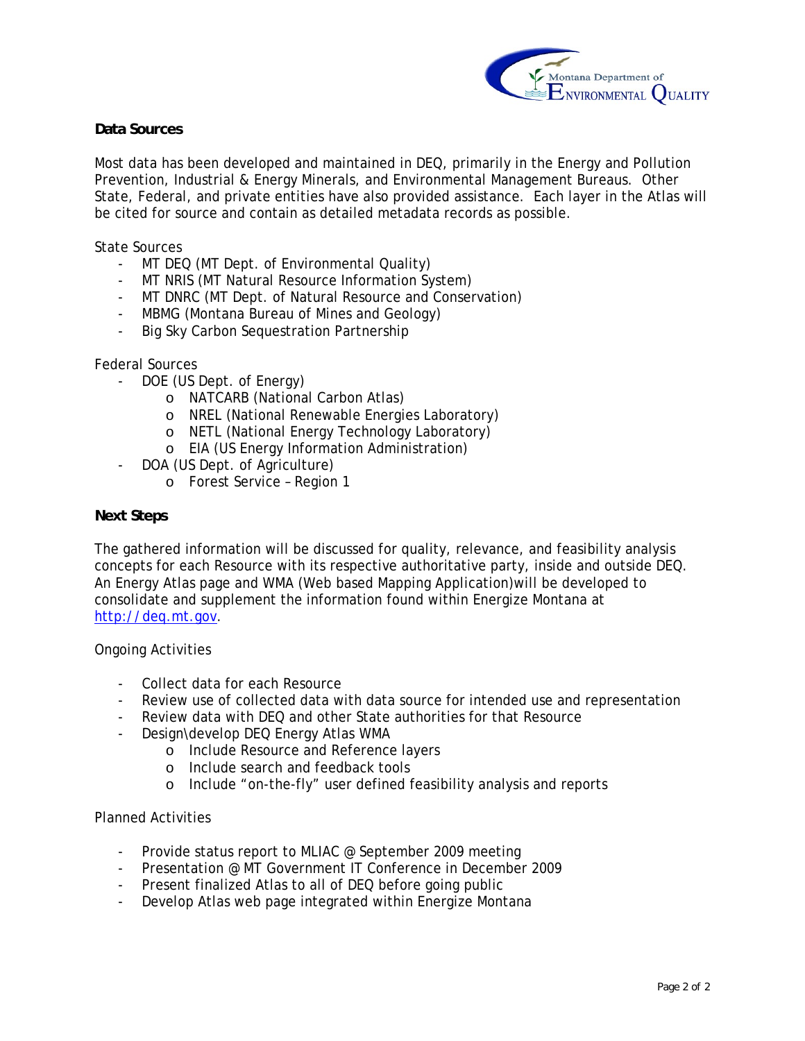## Data Sources

Most data has been developed and maintained in DEQ, primarily in the Energy and Pollution Prevention, Industrial & Energy Minerals, and Environmental Management Bureaus. Other State, Federal, and private entities have also provided assistance. Each layer in the Atlas will be cited for source and contain as detailed metadata records as possible.

State Sources

- MT DEQ (MT Dept. of Environmental Quality)
- MT NRIS (MT Natural Resource Information System)
- MT DNRC (MT Dept. of Natural Resource and Conservation)
- MBMG (Montana Bureau of Mines and Geology)
- Big Sky Carbon Sequestration Partnership

Federal Sources

- DOE (US Dept. of Energy)
  - NATCARB (National Carbon Atlas)
  - NREL (National Renewable Energies Laboratory)
  - NETL (National Energy Technology Laboratory)
  - EIA (US Energy Information Administration)
- DOA (US Dept. of Agriculture)
  - Forest Service – Region 1

## Next Steps

The gathered information will be discussed for quality, relevance, and feasibility analysis concepts for each Resource with its respective authoritative party, inside and outside DEQ. An Energy Atlas page and WMA (Web based Mapping Application)will be developed to consolidate and supplement the information found within Energize Montana at [http://deq.mt.gov](http://deq.mt.gov).

Ongoing Activities

- Collect data for each Resource
- Review use of collected data with data source for intended use and representation
- Review data with DEQ and other State authorities for that Resource
- Design\develop DEQ Energy Atlas WMA
  - Include Resource and Reference layers
  - Include search and feedback tools
  - Include "on-the-fly" user defined feasibility analysis and reports

Planned Activities

- Provide status report to MLIAC @ September 2009 meeting
- Presentation @ MT Government IT Conference in December 2009
- Present finalized Atlas to all of DEQ before going public
- Develop Atlas web page integrated within Energize Montana